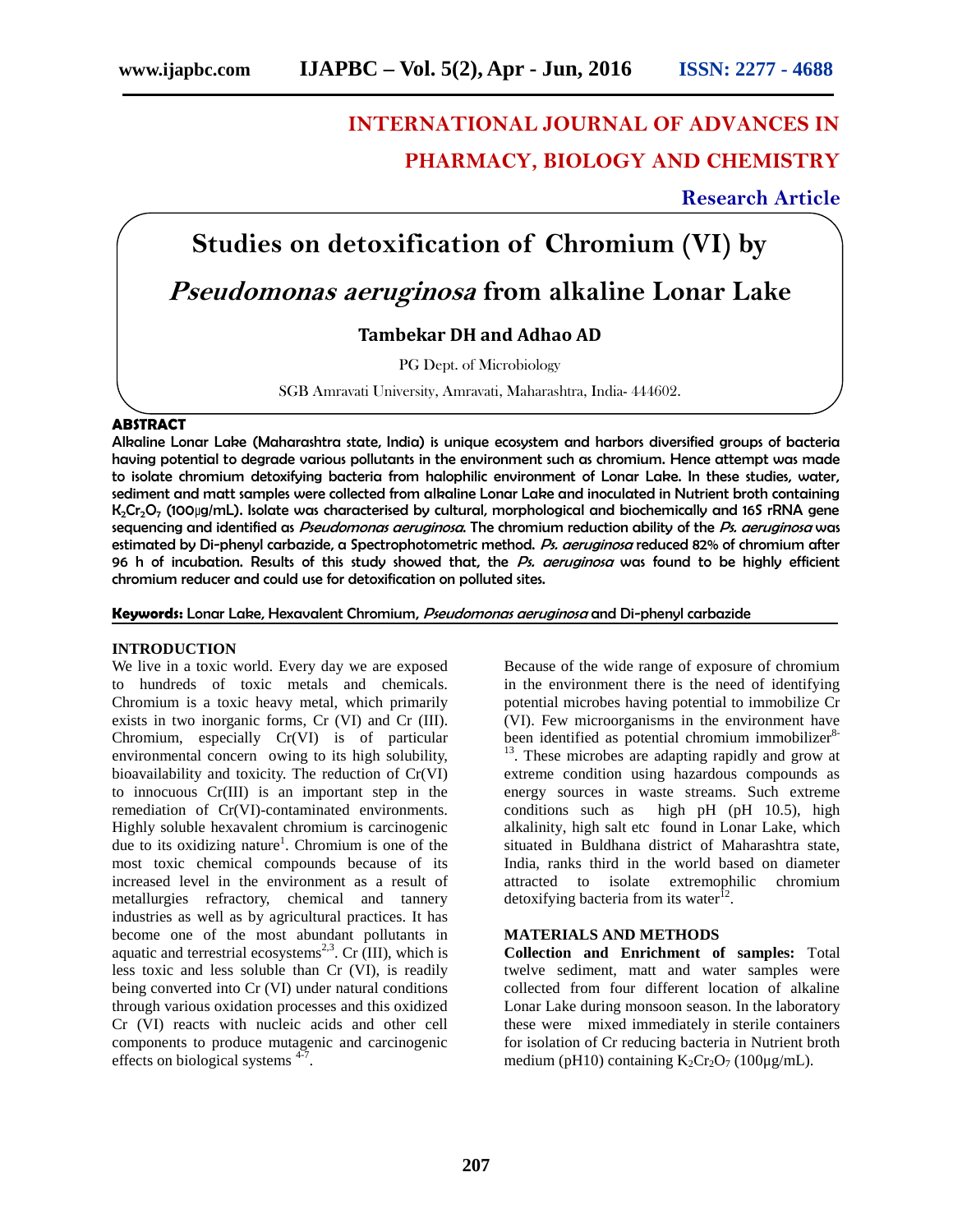# INTERNATIONAL JOURNAL OF ADVANCES IN PHARMACY, BIOLOGY AND CHEMISTRY

**Research Article**

# Studies on detoxification of Chromium (VI) by *Pseudomonas aeruginosa* from alkaline Lonar Lake

**Tambekar DH and Adhao AD**

PG Dept. of Microbiology

SGB Amravati University, Amravati, Maharashtra, India- 444602.

## ABSTRACT

**Alkaline Lonar Lake (Maharashtra state, India) is unique ecosystem and harbors diversified groups of bacteria having potential to degrade various pollutants in the environment such as chromium. Hence attempt was made to isolate chromium detoxifying bacteria from halophilic environment of Lonar Lake. In these studies, water, sediment and matt samples were collected from alkaline Lonar Lake and inoculated in Nutrient broth containing $K_2Cr_2O_7$ (100µg/mL). Isolate was characterised by cultural, morphological and biochemically and 16S rRNA gene sequencing and identified as *Pseudomonas aeruginosa*. The chromium reduction ability of the *Ps. aeruginosa* was estimated by Di-phenyl carbazide, a Spectrophotometric method. *Ps. aeruginosa* reduced 82% of chromium after 96 h of incubation. Results of this study showed that, the *Ps. aeruginosa* was found to be highly efficient chromium reducer and could use for detoxification on polluted sites.**

**Keywords:** Lonar Lake, Hexavalent Chromium, *Pseudomonas aeruginosa* and Di-phenyl carbazide

## INTRODUCTION

We live in a toxic world. Every day we are exposed to hundreds of toxic metals and chemicals. Chromium is a toxic heavy metal, which primarily exists in two inorganic forms, Cr (VI) and Cr (III). Chromium, especially Cr(VI) is of particular environmental concern owing to its high solubility, bioavailability and toxicity. The reduction of Cr(VI) to innocuous Cr(III) is an important step in the remediation of Cr(VI)-contaminated environments. Highly soluble hexavalent chromium is carcinogenic due to its oxidizing nature[1]. Chromium is one of the most toxic chemical compounds because of its increased level in the environment as a result of metallurgies refractory, chemical and tannery industries as well as by agricultural practices. It has become one of the most abundant pollutants in aquatic and terrestrial ecosystems[2,3]. Cr (III), which is less toxic and less soluble than Cr (VI), is readily being converted into Cr (VI) under natural conditions through various oxidation processes and this oxidized Cr (VI) reacts with nucleic acids and other cell components to produce mutagenic and carcinogenic effects on biological systems [4-7].

Because of the wide range of exposure of chromium in the environment there is the need of identifying potential microbes having potential to immobilize Cr (VI). Few microorganisms in the environment have been identified as potential chromium immobilizer[8-13]. These microbes are adapting rapidly and grow at extreme condition using hazardous compounds as energy sources in waste streams. Such extreme conditions such as high pH (pH 10.5), high alkalinity, high salt etc found in Lonar Lake, which situated in Buldhana district of Maharashtra state, India, ranks third in the world based on diameter attracted to isolate extremophilic chromium detoxifying bacteria from its water[12].

## MATERIALS AND METHODS

**Collection and Enrichment of samples:** Total twelve sediment, matt and water samples were collected from four different location of alkaline Lonar Lake during monsoon season. In the laboratory these were mixed immediately in sterile containers for isolation of Cr reducing bacteria in Nutrient broth medium (pH10) containing $K_2Cr_2O_7$ (100µg/mL).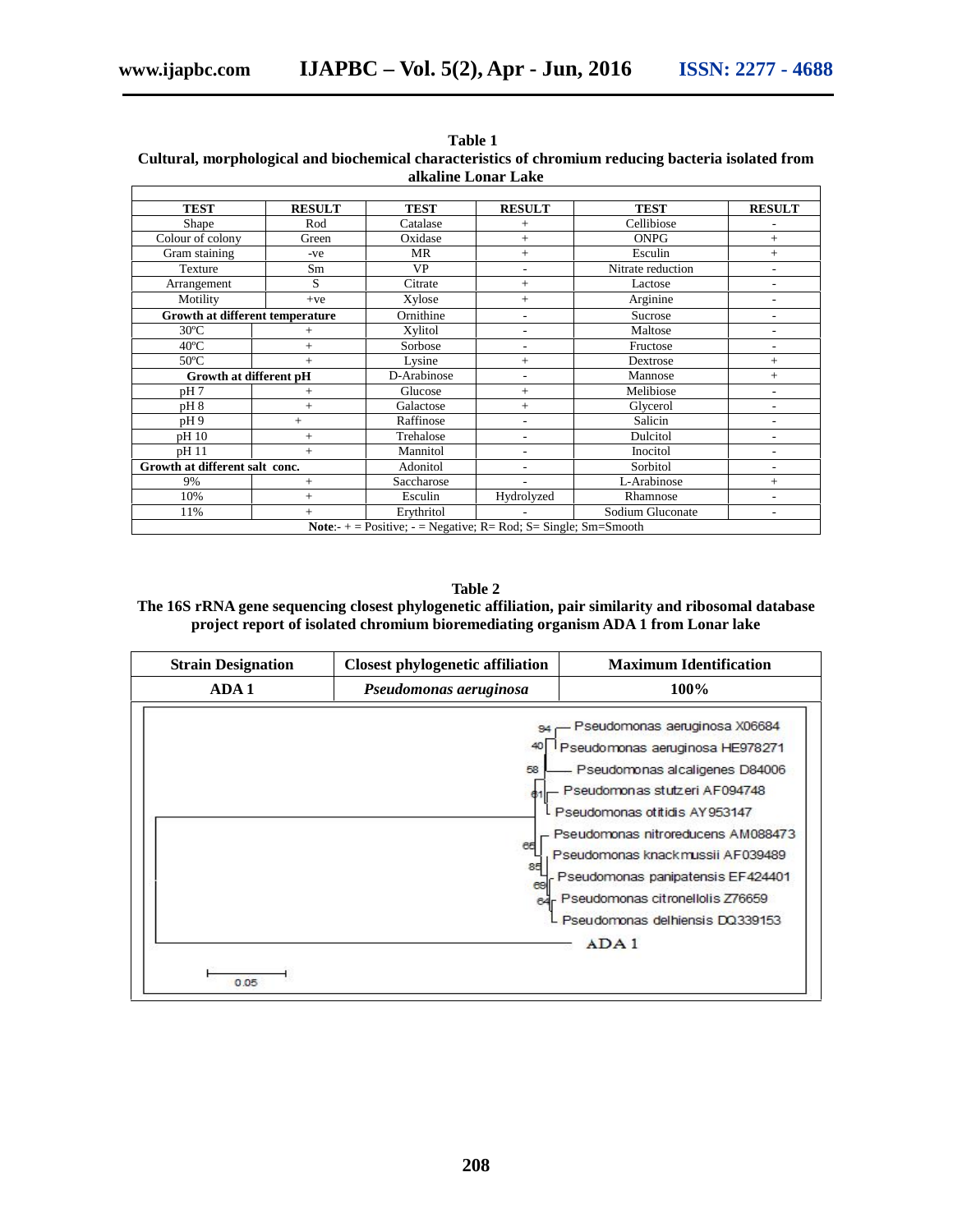**Table 1**
**Cultural, morphological and biochemical characteristics of chromium reducing bacteria isolated from alkaline Lonar Lake**

| TEST | RESULT | TEST | RESULT | TEST | RESULT |
|---|---|---|---|---|---|
| Shape | Rod | Catalase | + | Cellibiose | - |
| Colour of colony | Green | Oxidase | + | ONPG | + |
| Gram staining | -ve | MR | + | Esculin | + |
| Texture | Sm | VP | - | Nitrate reduction | - |
| Arrangement | S | Citrate | + | Lactose | - |
| Motility | +ve | Xylose | + | Arginine | - |
| **Growth at different temperature** | | Ornithine | - | Sucrose | - |
| 30ºC | + | Xylitol | - | Maltose | - |
| 40ºC | + | Sorbose | - | Fructose | - |
| 50ºC | + | Lysine | + | Dextrose | + |
| **Growth at different pH** | | D-Arabinose | - | Mannose | + |
| pH 7 | + | Glucose | + | Melibiose | - |
| pH 8 | + | Galactose | + | Glycerol | - |
| pH 9 | + | Raffinose | - | Salicin | - |
| pH 10 | + | Trehalose | - | Dulcitol | - |
| pH 11 | + | Mannitol | - | Inocitol | - |
| **Growth at different salt conc.** | | Adonitol | - | Sorbitol | - |
| 9% | + | Saccharose | - | L-Arabinose | + |
| 10% | + | Esculin | Hydrolyzed | Rhamnose | - |
| 11% | + | Erythritol | - | Sodium Gluconate | - |

**Note**:- + = Positive; - = Negative; R= Rod; S= Single; Sm=Smooth

**Table 2**
**The 16S rRNA gene sequencing closest phylogenetic affiliation, pair similarity and ribosomal database project report of isolated chromium bioremediating organism ADA 1 from Lonar lake**

| Strain Designation | Closest phylogenetic affiliation | Maximum Identification |
|---|---|---|
| ADA 1 | *Pseudomonas aeruginosa* | 100% |

Pseudomonas aeruginosa X06684 (94)
Pseudomonas aeruginosa HE978271 (40)
Pseudomonas alcaligenes D84006 (58)
Pseudomonas stutzeri AF094748 (61)
Pseudomonas otitidis AY953147
Pseudomonas nitroreducens AM088473 (65)
Pseudomonas knackmussii AF039489 (85)
Pseudomonas panipatensis EF424401 (69)
Pseudomonas citronellolis Z76659 (64)
Pseudomonas delhiensis DQ339153
ADA 1

0.05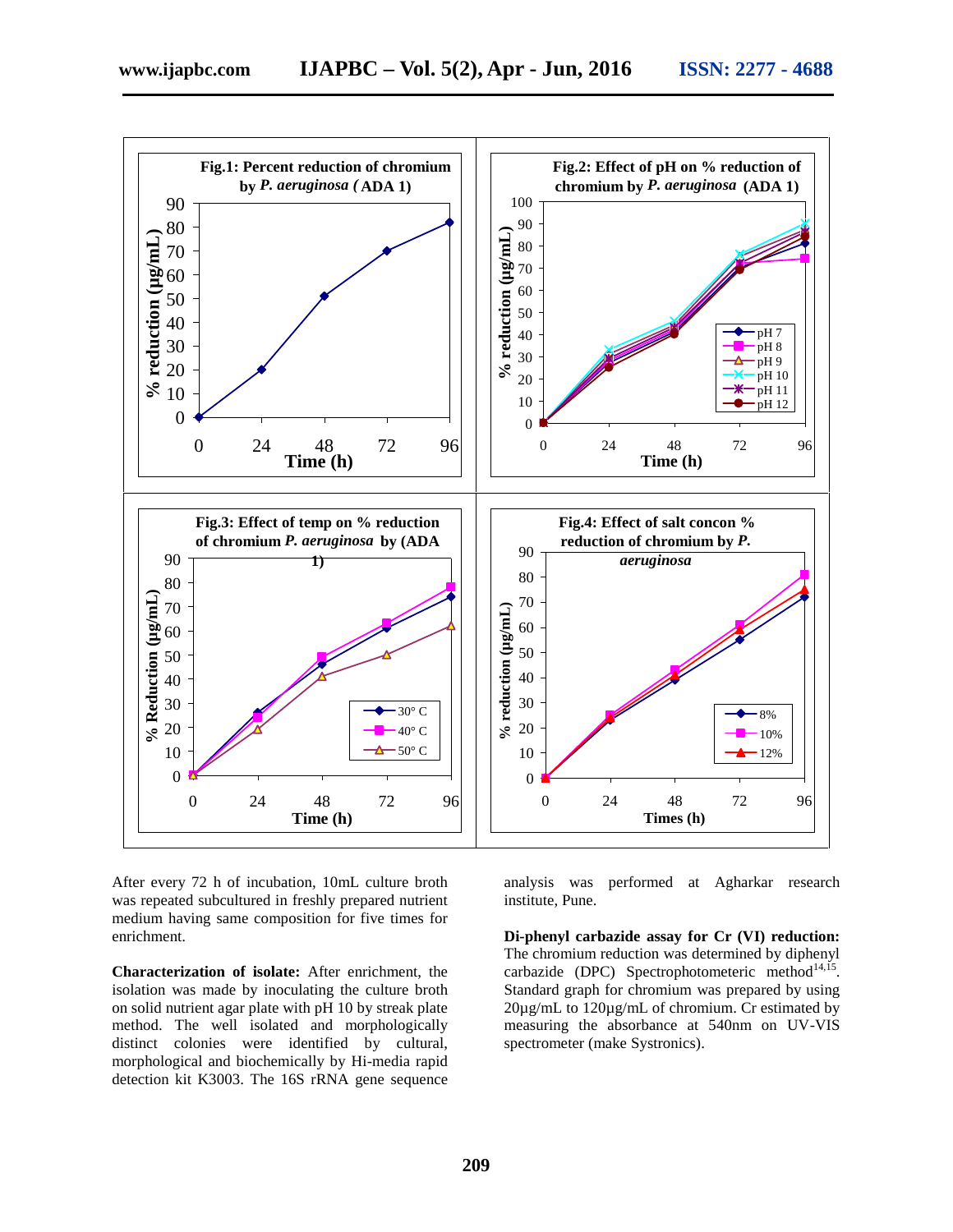**Fig.1: Percent reduction of chromium by *P. aeruginosa* (ADA 1)**

**Fig.2: Effect of pH on % reduction of chromium by *P. aeruginosa* (ADA 1)**

**Fig.3: Effect of temp on % reduction of chromium *P. aeruginosa* by (ADA 1)**

**Fig.4: Effect of salt concon % reduction of chromium by *P. aeruginosa***

After every 72 h of incubation, 10mL culture broth was repeated subcultured in freshly prepared nutrient medium having same composition for five times for enrichment.

**Characterization of isolate:** After enrichment, the isolation was made by inoculating the culture broth on solid nutrient agar plate with pH 10 by streak plate method. The well isolated and morphologically distinct colonies were identified by cultural, morphological and biochemically by Hi-media rapid detection kit K3003. The 16S rRNA gene sequence analysis was performed at Agharkar research institute, Pune.

**Di-phenyl carbazide assay for Cr (VI) reduction:** The chromium reduction was determined by diphenyl carbazide (DPC) Spectrophotometeric method[14,15]. Standard graph for chromium was prepared by using 20µg/mL to 120µg/mL of chromium. Cr estimated by measuring the absorbance at 540nm on UV-VIS spectrometer (make Systronics).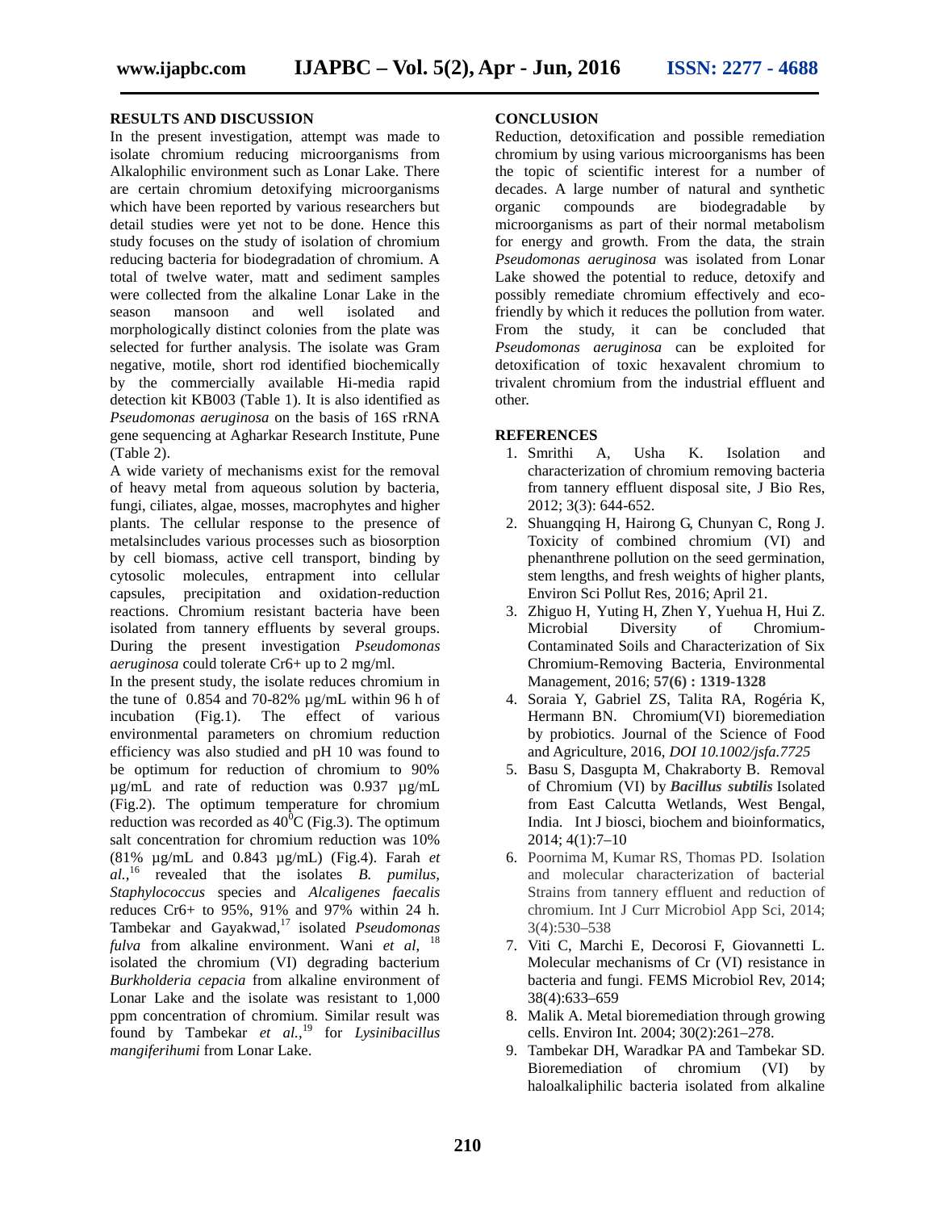## RESULTS AND DISCUSSION

In the present investigation, attempt was made to isolate chromium reducing microorganisms from Alkalophilic environment such as Lonar Lake. There are certain chromium detoxifying microorganisms which have been reported by various researchers but detail studies were yet not to be done. Hence this study focuses on the study of isolation of chromium reducing bacteria for biodegradation of chromium. A total of twelve water, matt and sediment samples were collected from the alkaline Lonar Lake in the season mansoon and well isolated and morphologically distinct colonies from the plate was selected for further analysis. The isolate was Gram negative, motile, short rod identified biochemically by the commercially available Hi-media rapid detection kit KB003 (Table 1). It is also identified as *Pseudomonas aeruginosa* on the basis of 16S rRNA gene sequencing at Agharkar Research Institute, Pune (Table 2).

A wide variety of mechanisms exist for the removal of heavy metal from aqueous solution by bacteria, fungi, ciliates, algae, mosses, macrophytes and higher plants. The cellular response to the presence of metalsincludes various processes such as biosorption by cell biomass, active cell transport, binding by cytosolic molecules, entrapment into cellular capsules, precipitation and oxidation-reduction reactions. Chromium resistant bacteria have been isolated from tannery effluents by several groups. During the present investigation *Pseudomonas aeruginosa* could tolerate $Cr^{6+}$ up to 2 mg/ml.

In the present study, the isolate reduces chromium in the tune of 0.854 and 70-82% µg/mL within 96 h of incubation (Fig.1). The effect of various environmental parameters on chromium reduction efficiency was also studied and pH 10 was found to be optimum for reduction of chromium to 90% µg/mL and rate of reduction was 0.937 µg/mL (Fig.2). The optimum temperature for chromium reduction was recorded as $40^{0}$C (Fig.3). The optimum salt concentration for chromium reduction was 10% (81% µg/mL and 0.843 µg/mL) (Fig.4). Farah *et al.*,[16] revealed that the isolates *B. pumilus, Staphylococcus* species and *Alcaligenes faecalis* reduces $Cr^{6+}$ to 95%, 91% and 97% within 24 h. Tambekar and Gayakwad,[17] isolated *Pseudomonas fulva* from alkaline environment. Wani *et al*, [18] isolated the chromium (VI) degrading bacterium *Burkholderia cepacia* from alkaline environment of Lonar Lake and the isolate was resistant to 1,000 ppm concentration of chromium. Similar result was found by Tambekar *et al.*,[19] for *Lysinibacillus mangiferihumi* from Lonar Lake.

## CONCLUSION

Reduction, detoxification and possible remediation chromium by using various microorganisms has been the topic of scientific interest for a number of decades. A large number of natural and synthetic organic compounds are biodegradable by microorganisms as part of their normal metabolism for energy and growth. From the data, the strain *Pseudomonas aeruginosa* was isolated from Lonar Lake showed the potential to reduce, detoxify and possibly remediate chromium effectively and eco-friendly by which it reduces the pollution from water. From the study, it can be concluded that *Pseudomonas aeruginosa* can be exploited for detoxification of toxic hexavalent chromium to trivalent chromium from the industrial effluent and other.

## REFERENCES

1. Smrithi A, Usha K. Isolation and characterization of chromium removing bacteria from tannery effluent disposal site, J Bio Res, 2012; 3(3): 644-652.
2. Shuangqing H, Hairong G, Chunyan C, Rong J. Toxicity of combined chromium (VI) and phenanthrene pollution on the seed germination, stem lengths, and fresh weights of higher plants, Environ Sci Pollut Res, 2016; April 21.
3. Zhiguo H, Yuting H, Zhen Y, Yuehua H, Hui Z. Microbial Diversity of Chromium-Contaminated Soils and Characterization of Six Chromium-Removing Bacteria, Environmental Management, 2016; **57(6) : 1319-1328**
4. Soraia Y, Gabriel ZS, Talita RA, Rogéria K, Hermann BN. Chromium(VI) bioremediation by probiotics. Journal of the Science of Food and Agriculture, 2016, *DOI 10.1002/jsfa.7725*
5. Basu S, Dasgupta M, Chakraborty B. Removal of Chromium (VI) by ***Bacillus subtilis*** Isolated from East Calcutta Wetlands, West Bengal, India. Int J biosci, biochem and bioinformatics, 2014; 4(1):7–10
6. Poornima M, Kumar RS, Thomas PD. Isolation and molecular characterization of bacterial Strains from tannery effluent and reduction of chromium. Int J Curr Microbiol App Sci, 2014; 3(4):530–538
7. Viti C, Marchi E, Decorosi F, Giovannetti L. Molecular mechanisms of Cr (VI) resistance in bacteria and fungi. FEMS Microbiol Rev, 2014; 38(4):633–659
8. Malik A. Metal bioremediation through growing cells. Environ Int. 2004; 30(2):261–278.
9. Tambekar DH, Waradkar PA and Tambekar SD. Bioremediation of chromium (VI) by haloalkaliphilic bacteria isolated from alkaline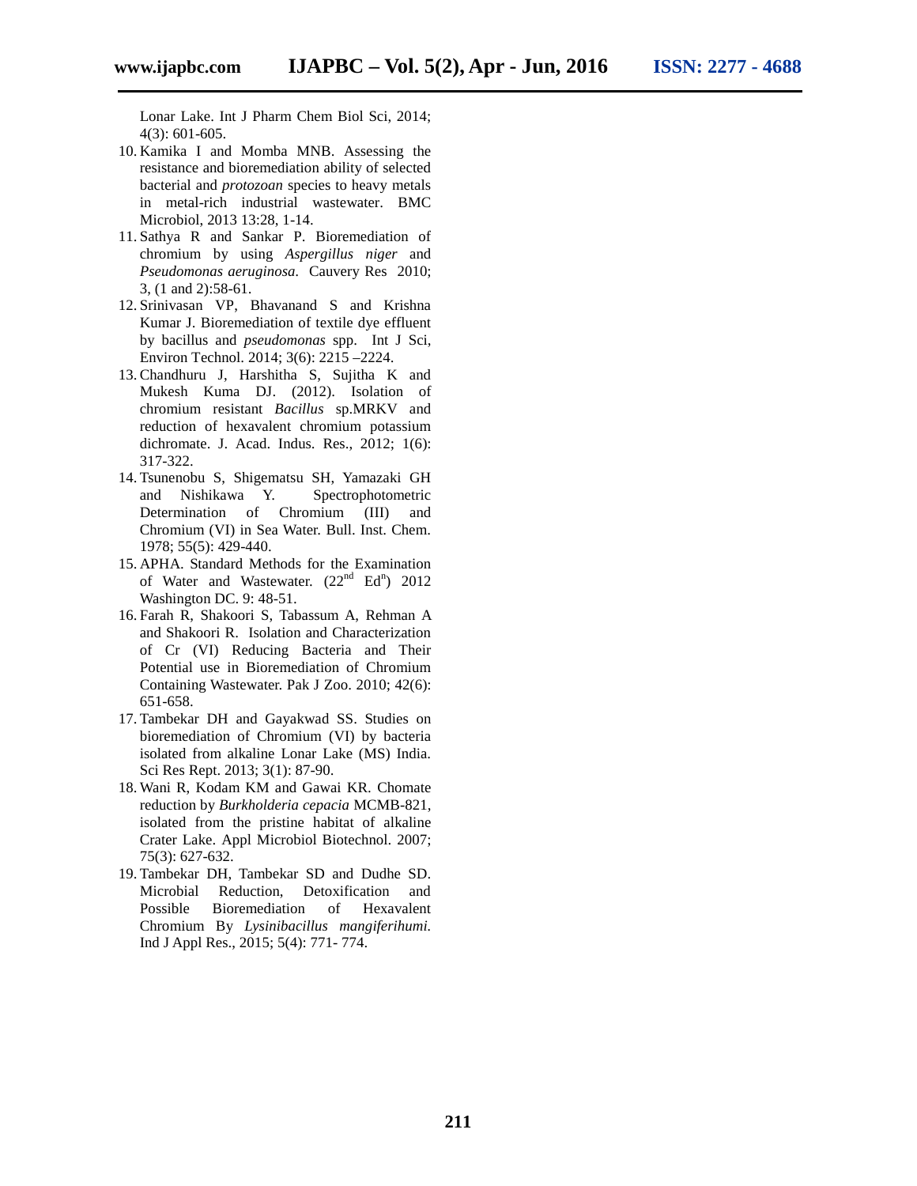Lonar Lake. Int J Pharm Chem Biol Sci, 2014; 4(3): 601-605.

10. Kamika I and Momba MNB. Assessing the resistance and bioremediation ability of selected bacterial and *protozoan* species to heavy metals in metal-rich industrial wastewater. BMC Microbiol, 2013 13:28, 1-14.
11. Sathya R and Sankar P. Bioremediation of chromium by using *Aspergillus niger* and *Pseudomonas aeruginosa*. Cauvery Res 2010; 3, (1 and 2):58-61.
12. Srinivasan VP, Bhavanand S and Krishna Kumar J. Bioremediation of textile dye effluent by bacillus and *pseudomonas* spp. Int J Sci, Environ Technol. 2014; 3(6): 2215 –2224.
13. Chandhuru J, Harshitha S, Sujitha K and Mukesh Kuma DJ. (2012). Isolation of chromium resistant *Bacillus* sp.MRKV and reduction of hexavalent chromium potassium dichromate. J. Acad. Indus. Res., 2012; 1(6): 317-322.
14. Tsunenobu S, Shigematsu SH, Yamazaki GH and Nishikawa Y. Spectrophotometric Determination of Chromium (III) and Chromium (VI) in Sea Water. Bull. Inst. Chem. 1978; 55(5): 429-440.
15. APHA. Standard Methods for the Examination of Water and Wastewater. (22nd Edn) 2012 Washington DC. 9: 48-51.
16. Farah R, Shakoori S, Tabassum A, Rehman A and Shakoori R. Isolation and Characterization of Cr (VI) Reducing Bacteria and Their Potential use in Bioremediation of Chromium Containing Wastewater. Pak J Zoo. 2010; 42(6): 651-658.
17. Tambekar DH and Gayakwad SS. Studies on bioremediation of Chromium (VI) by bacteria isolated from alkaline Lonar Lake (MS) India. Sci Res Rept. 2013; 3(1): 87-90.
18. Wani R, Kodam KM and Gawai KR. Chomate reduction by *Burkholderia cepacia* MCMB-821, isolated from the pristine habitat of alkaline Crater Lake. Appl Microbiol Biotechnol. 2007; 75(3): 627-632.
19. Tambekar DH, Tambekar SD and Dudhe SD. Microbial Reduction, Detoxification and Possible Bioremediation of Hexavalent Chromium By *Lysinibacillus mangiferihumi.* Ind J Appl Res., 2015; 5(4): 771- 774.